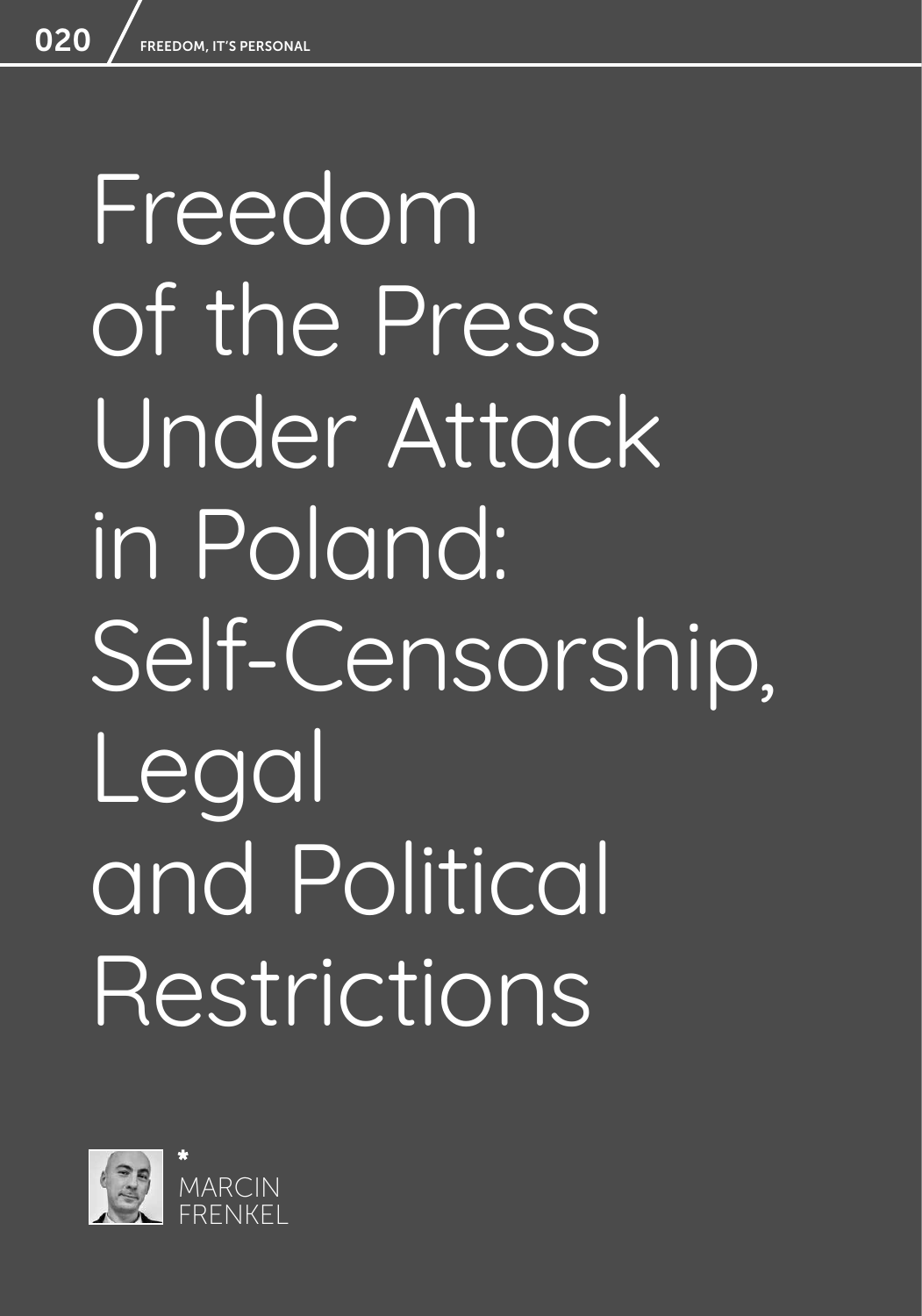# Freedom of the Press Under Attack in Poland: Self-Censorship, Legal and Political Restrictions

*

MARCIN FRENKEL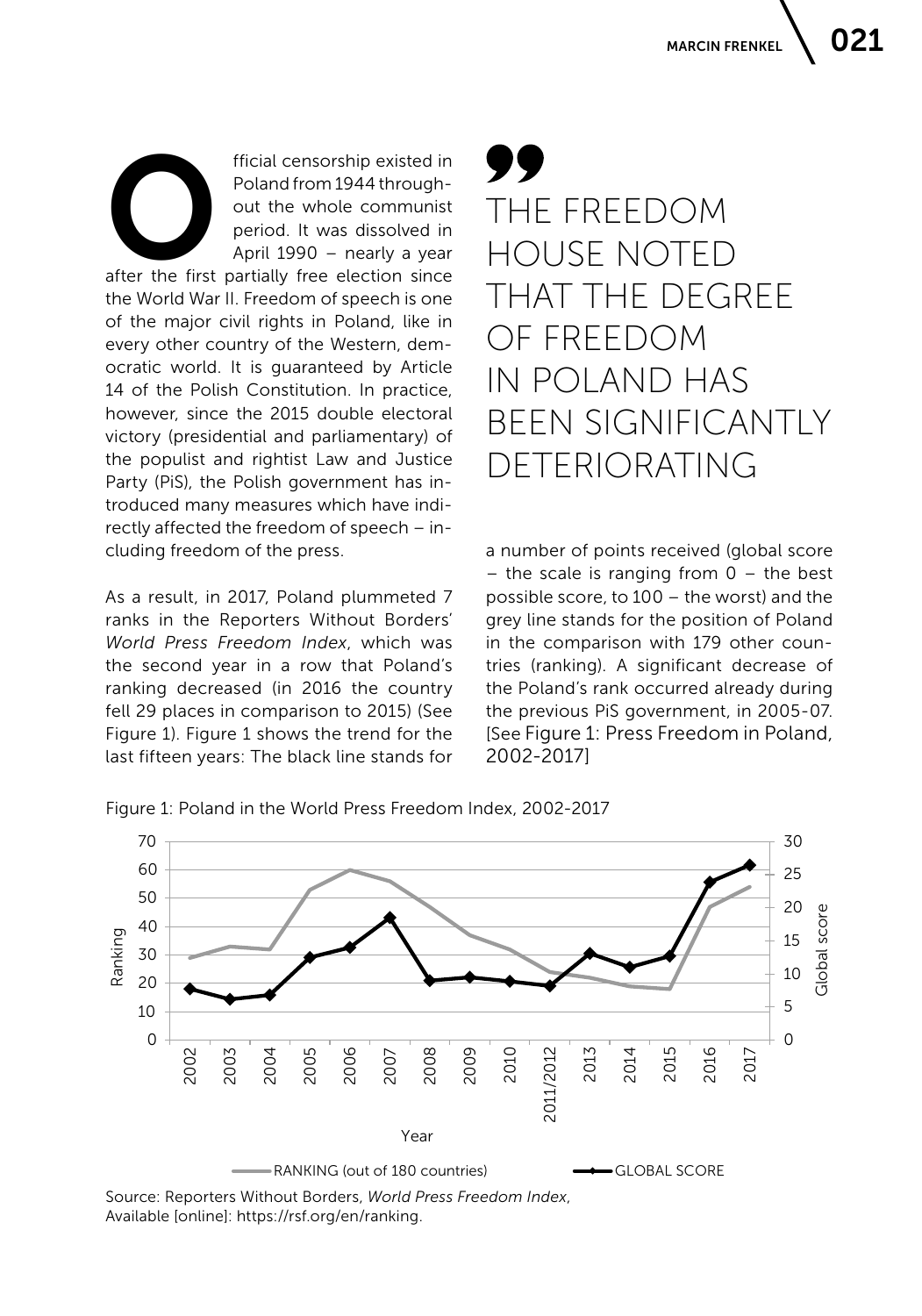Official censorship existed in Poland from 1944 throughout the whole communist period. It was dissolved in April 1990 – nearly a year after the first partially free election since the World War II. Freedom of speech is one of the major civil rights in Poland, like in every other country of the Western, democratic world. It is guaranteed by Article 14 of the Polish Constitution. In practice, however, since the 2015 double electoral victory (presidential and parliamentary) of the populist and rightist Law and Justice Party (PiS), the Polish government has introduced many measures which have indirectly affected the freedom of speech – including freedom of the press.

As a result, in 2017, Poland plummeted 7 ranks in the Reporters Without Borders' *World Press Freedom Index*, which was the second year in a row that Poland's ranking decreased (in 2016 the country fell 29 places in comparison to 2015) (See Figure 1). Figure 1 shows the trend for the last fifteen years: The black line stands for a number of points received (global score – the scale is ranging from 0 – the best possible score, to 100 – the worst) and the grey line stands for the position of Poland in the comparison with 179 other countries (ranking). A significant decrease of the Poland's rank occurred already during the previous PiS government, in 2005-07. [See Figure 1: Press Freedom in Poland, 2002-2017]

> THE FREEDOM HOUSE NOTED THAT THE DEGREE OF FREEDOM IN POLAND HAS BEEN SIGNIFICANTLY DETERIORATING

Figure 1: Poland in the World Press Freedom Index, 2002-2017

Source: Reporters Without Borders, *World Press Freedom Index*, Available [online]: https://rsf.org/en/ranking.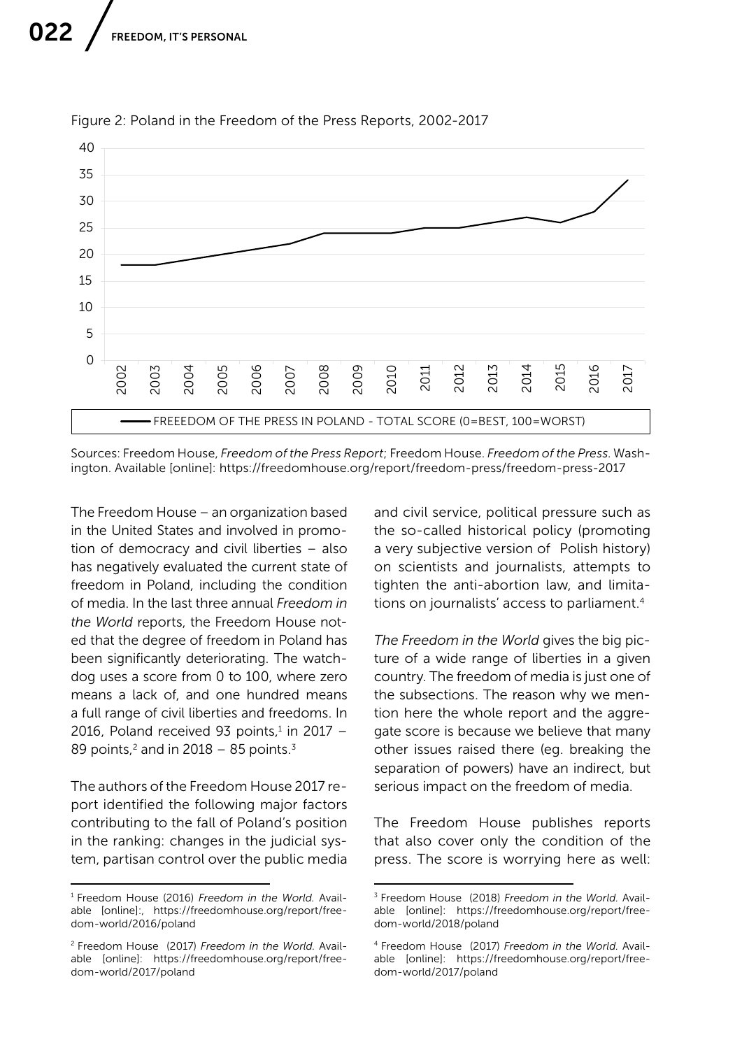Figure 2: Poland in the Freedom of the Press Reports, 2002-2017

FREEEDOM OF THE PRESS IN POLAND - TOTAL SCORE (0=BEST, 100=WORST)

Sources: Freedom House, *Freedom of the Press Report*; Freedom House. *Freedom of the Press*. Washington. Available [online]: https://freedomhouse.org/report/freedom-press/freedom-press-2017

The Freedom House – an organization based in the United States and involved in promotion of democracy and civil liberties – also has negatively evaluated the current state of freedom in Poland, including the condition of media. In the last three annual *Freedom in the World* reports, the Freedom House noted that the degree of freedom in Poland has been significantly deteriorating. The watchdog uses a score from 0 to 100, where zero means a lack of, and one hundred means a full range of civil liberties and freedoms. In 2016, Poland received 93 points,[1] in 2017 – 89 points,[2] and in 2018 – 85 points.[3]

The authors of the Freedom House 2017 report identified the following major factors contributing to the fall of Poland's position in the ranking: changes in the judicial system, partisan control over the public media and civil service, political pressure such as the so-called historical policy (promoting a very subjective version of Polish history) on scientists and journalists, attempts to tighten the anti-abortion law, and limitations on journalists' access to parliament.[4]

*The Freedom in the World* gives the big picture of a wide range of liberties in a given country. The freedom of media is just one of the subsections. The reason why we mention here the whole report and the aggregate score is because we believe that many other issues raised there (eg. breaking the separation of powers) have an indirect, but serious impact on the freedom of media.

The Freedom House publishes reports that also cover only the condition of the press. The score is worrying here as well:

---

[1] Freedom House (2016) *Freedom in the World*. Available [online]:, https://freedomhouse.org/report/freedom-world/2016/poland

[2] Freedom House (2017) *Freedom in the World*. Available [online]: https://freedomhouse.org/report/freedom-world/2017/poland

[3] Freedom House (2018) *Freedom in the World*. Available [online]: https://freedomhouse.org/report/freedom-world/2018/poland

[4] Freedom House (2017) *Freedom in the World*. Available [online]: https://freedomhouse.org/report/freedom-world/2017/poland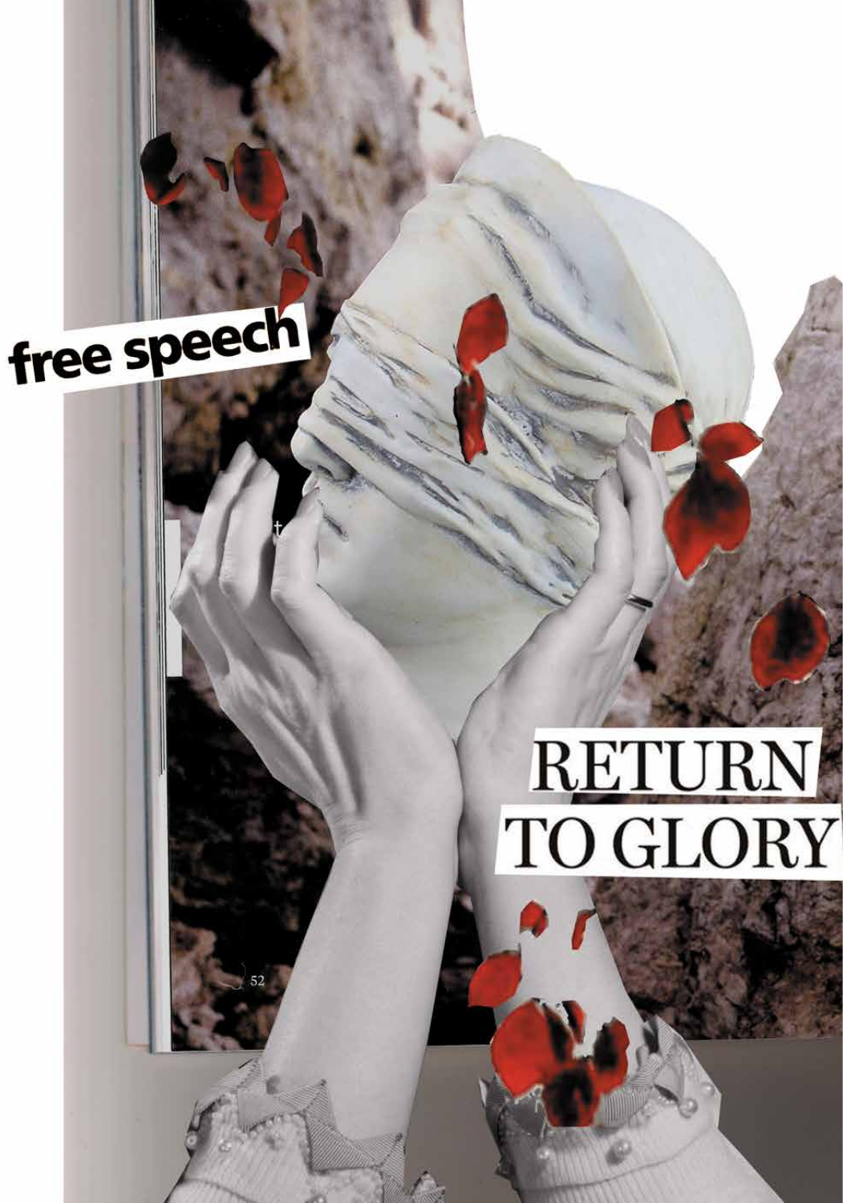free speech

RETURN TO GLORY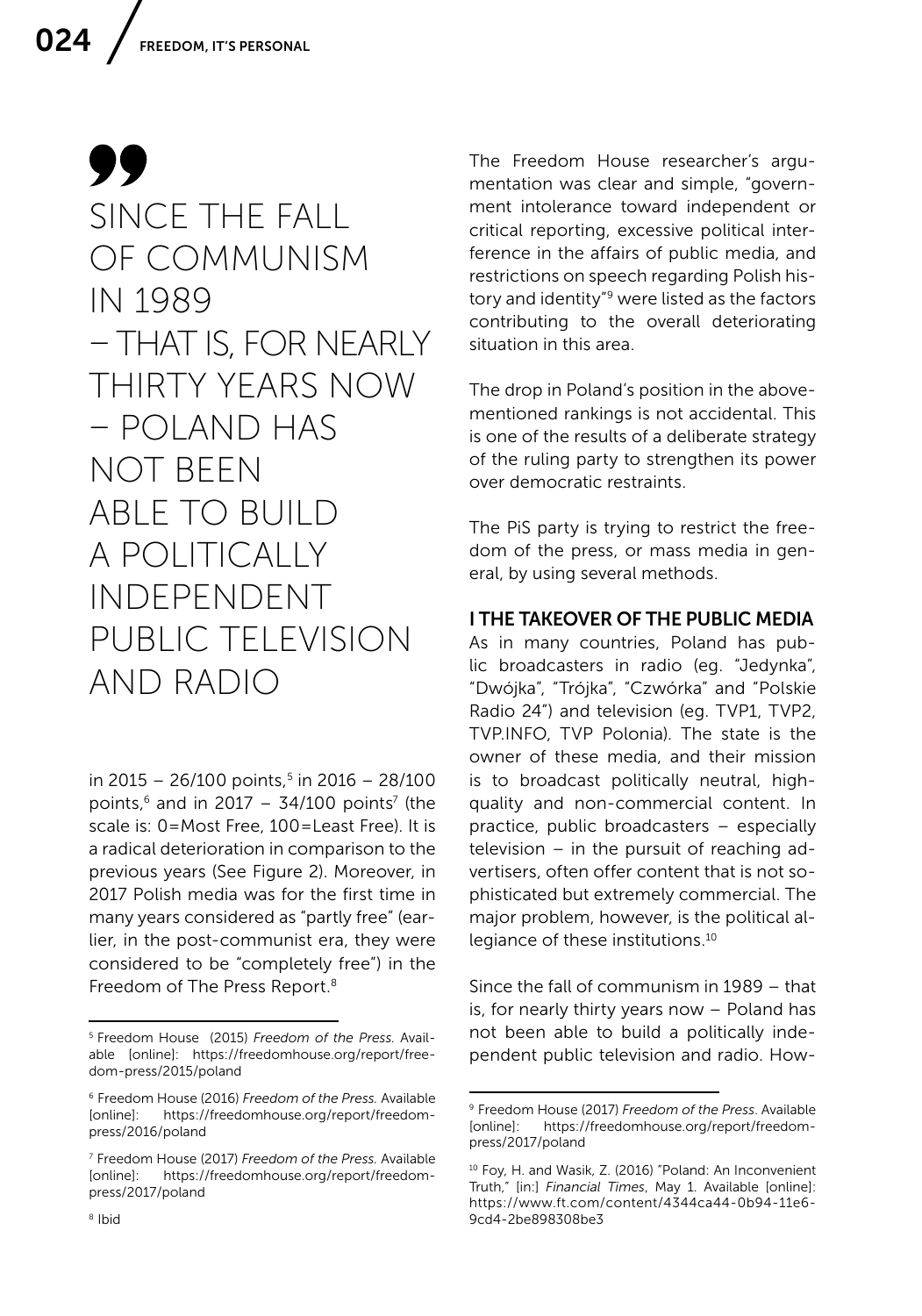> SINCE THE FALL OF COMMUNISM IN 1989 – THAT IS, FOR NEARLY THIRTY YEARS NOW – POLAND HAS NOT BEEN ABLE TO BUILD A POLITICALLY INDEPENDENT PUBLIC TELEVISION AND RADIO

in 2015 – 26/100 points,[5] in 2016 – 28/100 points,[6] and in 2017 – 34/100 points[7] (the scale is: 0=Most Free, 100=Least Free). It is a radical deterioration in comparison to the previous years (See Figure 2). Moreover, in 2017 Polish media was for the first time in many years considered as "partly free" (earlier, in the post-communist era, they were considered to be "completely free") in the Freedom of The Press Report.[8]

The Freedom House researcher's argumentation was clear and simple, "government intolerance toward independent or critical reporting, excessive political interference in the affairs of public media, and restrictions on speech regarding Polish history and identity"[9] were listed as the factors contributing to the overall deteriorating situation in this area.

The drop in Poland's position in the abovementioned rankings is not accidental. This is one of the results of a deliberate strategy of the ruling party to strengthen its power over democratic restraints.

The PiS party is trying to restrict the freedom of the press, or mass media in general, by using several methods.

### I THE TAKEOVER OF THE PUBLIC MEDIA

As in many countries, Poland has public broadcasters in radio (eg. "Jedynka", "Dwójka", "Trójka", "Czwórka" and "Polskie Radio 24") and television (eg. TVP1, TVP2, TVP.INFO, TVP Polonia). The state is the owner of these media, and their mission is to broadcast politically neutral, high-quality and non-commercial content. In practice, public broadcasters – especially television – in the pursuit of reaching advertisers, often offer content that is not sophisticated but extremely commercial. The major problem, however, is the political allegiance of these institutions.[10]

Since the fall of communism in 1989 – that is, for nearly thirty years now – Poland has not been able to build a politically independent public television and radio. How-

---

[5] Freedom House (2015) *Freedom of the Press.* Available [online]: https://freedomhouse.org/report/freedom-press/2015/poland

[6] Freedom House (2016) *Freedom of the Press.* Available [online]: https://freedomhouse.org/report/freedom-press/2016/poland

[7] Freedom House (2017) *Freedom of the Press.* Available [online]: https://freedomhouse.org/report/freedom-press/2017/poland

[8] Ibid

[9] Freedom House (2017) *Freedom of the Press*. Available [online]: https://freedomhouse.org/report/freedom-press/2017/poland

[10] Foy, H. and Wasik, Z. (2016) "Poland: An Inconvenient Truth," [in:] *Financial Times*, May 1. Available [online]: https://www.ft.com/content/4344ca44-0b94-11e6-9cd4-2be898308be3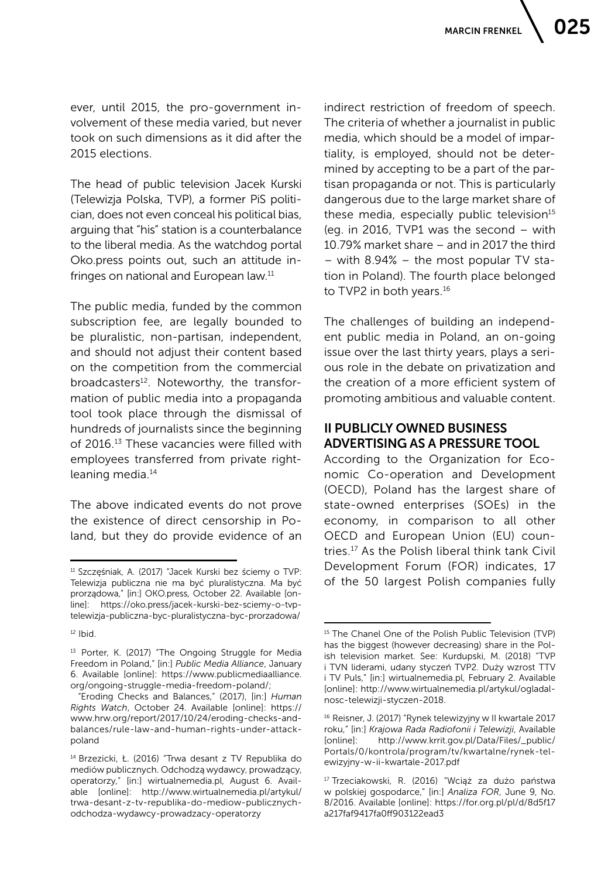ever, until 2015, the pro-government involvement of these media varied, but never took on such dimensions as it did after the 2015 elections.

The head of public television Jacek Kurski (Telewizja Polska, TVP), a former PiS politician, does not even conceal his political bias, arguing that "his" station is a counterbalance to the liberal media. As the watchdog portal Oko.press points out, such an attitude infringes on national and European law.[11]

The public media, funded by the common subscription fee, are legally bounded to be pluralistic, non-partisan, independent, and should not adjust their content based on the competition from the commercial broadcasters[12]. Noteworthy, the transformation of public media into a propaganda tool took place through the dismissal of hundreds of journalists since the beginning of 2016.[13] These vacancies were filled with employees transferred from private right-leaning media.[14]

The above indicated events do not prove the existence of direct censorship in Poland, but they do provide evidence of an indirect restriction of freedom of speech. The criteria of whether a journalist in public media, which should be a model of impartiality, is employed, should not be determined by accepting to be a part of the partisan propaganda or not. This is particularly dangerous due to the large market share of these media, especially public television[15] (eg. in 2016, TVP1 was the second – with 10.79% market share – and in 2017 the third – with 8.94% – the most popular TV station in Poland). The fourth place belonged to TVP2 in both years.[16]

The challenges of building an independent public media in Poland, an on-going issue over the last thirty years, plays a serious role in the debate on privatization and the creation of a more efficient system of promoting ambitious and valuable content.

## II PUBLICLY OWNED BUSINESS ADVERTISING AS A PRESSURE TOOL

According to the Organization for Economic Co-operation and Development (OECD), Poland has the largest share of state-owned enterprises (SOEs) in the economy, in comparison to all other OECD and European Union (EU) countries.[17] As the Polish liberal think tank Civil Development Forum (FOR) indicates, 17 of the 50 largest Polish companies fully

---

[11] Szczęśniak, A. (2017) "Jacek Kurski bez ściemy o TVP: Telewizja publiczna nie ma być pluralistyczna. Ma być prorządowa," [in:] OKO.press, October 22. Available [online]: https://oko.press/jacek-kurski-bez-sciemy-o-tvp-telewizja-publiczna-byc-pluralistyczna-byc-prorzadowa/

[12] Ibid.

[13] Porter, K. (2017) "The Ongoing Struggle for Media Freedom in Poland," [in:] *Public Media Alliance*, January 6. Available [online]: https://www.publicmediaalliance.org/ongoing-struggle-media-freedom-poland/;
"Eroding Checks and Balances," (2017), [in:] *Human Rights Watch*, October 24. Available [online]: https://www.hrw.org/report/2017/10/24/eroding-checks-and-balances/rule-law-and-human-rights-under-attack-poland

[14] Brzezicki, Ł. (2016) "Trwa desant z TV Republika do mediów publicznych. Odchodzą wydawcy, prowadzący, operatorzy," [in:] wirtualnemedia.pl, August 6. Available [online]: http://www.wirtualnemedia.pl/artykul/trwa-desant-z-tv-republika-do-mediow-publicznych-odchodza-wydawcy-prowadzacy-operatorzy

[15] The Chanel One of the Polish Public Television (TVP) has the biggest (however decreasing) share in the Polish television market. See: Kurdupski, M. (2018) "TVP i TVN liderami, udany styczeń TVP2. Duży wzrost TTV i TV Puls," [in:] wirtualnemedia.pl, February 2. Available [online]: http://www.wirtualnemedia.pl/artykul/ogladalnosc-telewizji-styczen-2018.

[16] Reisner, J. (2017) "Rynek telewizyjny w II kwartale 2017 roku," [in:] *Krajowa Rada Radiofonii i Telewizji*, Available [online]: http://www.krrit.gov.pl/Data/Files/_public/Portals/0/kontrola/program/tv/kwartalne/rynek-telewizyjny-w-ii-kwartale-2017.pdf

[17] Trzeciakowski, R. (2016) "Wciąż za dużo państwa w polskiej gospodarce," [in:] *Analiza FOR*, June 9, No. 8/2016. Available [online]: https://for.org.pl/pl/d/8d5f17a217faf9417fa0ff903122ead3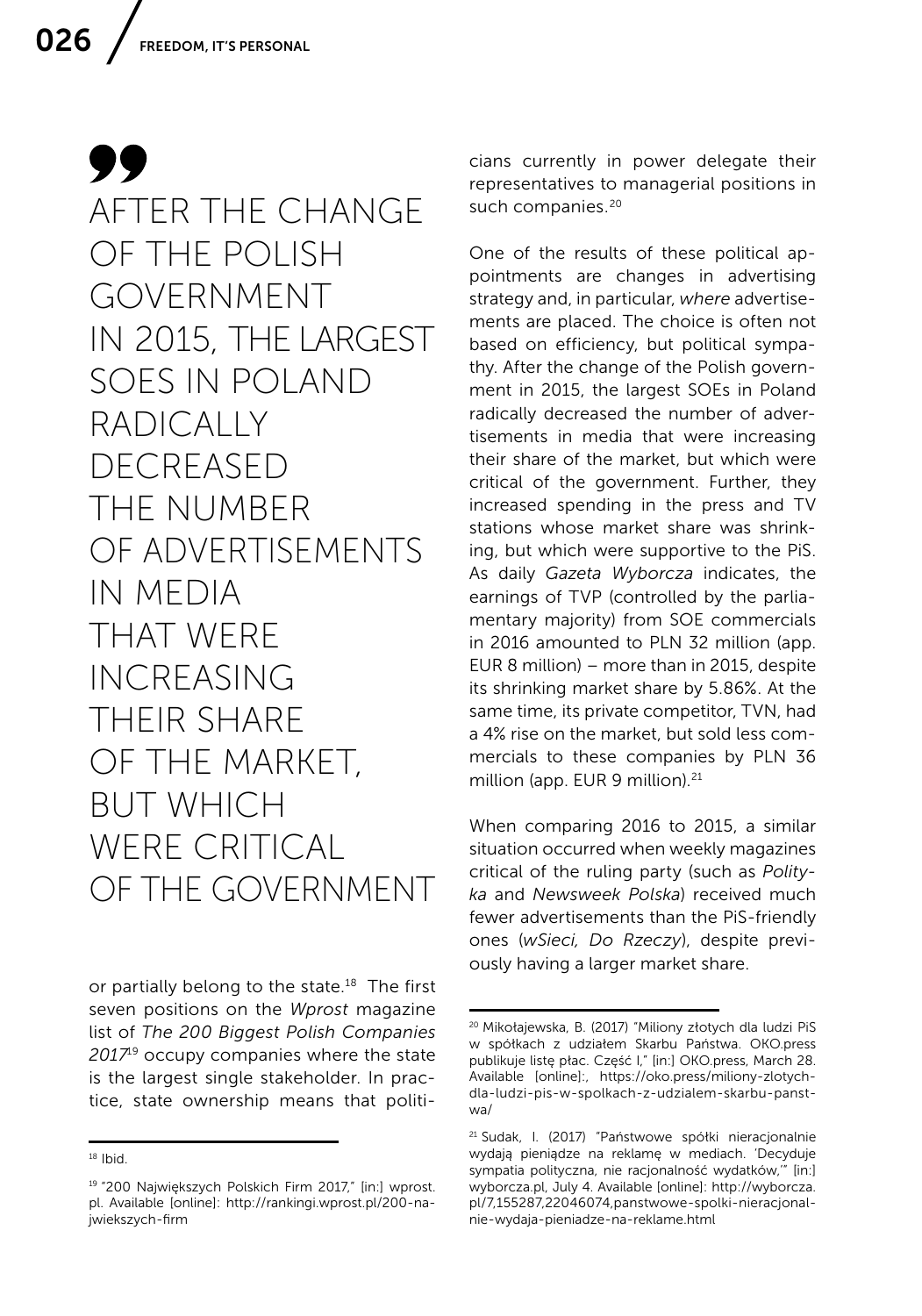> AFTER THE CHANGE OF THE POLISH GOVERNMENT IN 2015, THE LARGEST SOES IN POLAND RADICALLY DECREASED THE NUMBER OF ADVERTISEMENTS IN MEDIA THAT WERE INCREASING THEIR SHARE OF THE MARKET, BUT WHICH WERE CRITICAL OF THE GOVERNMENT

or partially belong to the state.[18] The first seven positions on the *Wprost* magazine list of *The 200 Biggest Polish Companies 2017*[19] occupy companies where the state is the largest single stakeholder. In practice, state ownership means that politicians currently in power delegate their representatives to managerial positions in such companies.[20]

One of the results of these political appointments are changes in advertising strategy and, in particular, *where* advertisements are placed. The choice is often not based on efficiency, but political sympathy. After the change of the Polish government in 2015, the largest SOEs in Poland radically decreased the number of advertisements in media that were increasing their share of the market, but which were critical of the government. Further, they increased spending in the press and TV stations whose market share was shrinking, but which were supportive to the PiS. As daily *Gazeta Wyborcza* indicates, the earnings of TVP (controlled by the parliamentary majority) from SOE commercials in 2016 amounted to PLN 32 million (app. EUR 8 million) – more than in 2015, despite its shrinking market share by 5.86%. At the same time, its private competitor, TVN, had a 4% rise on the market, but sold less commercials to these companies by PLN 36 million (app. EUR 9 million).[21]

When comparing 2016 to 2015, a similar situation occurred when weekly magazines critical of the ruling party (such as *Polityka* and *Newsweek Polska*) received much fewer advertisements than the PiS-friendly ones (*wSieci, Do Rzeczy*), despite previously having a larger market share.

---

[18] Ibid.

[19] "200 Największych Polskich Firm 2017," [in:] wprost.pl. Available [online]: http://rankingi.wprost.pl/200-najwiekszych-firm

[20] Mikołajewska, B. (2017) "Miliony złotych dla ludzi PiS w spółkach z udziałem Skarbu Państwa. OKO.press publikuje listę płac. Część I," [in:] OKO.press, March 28. Available [online]:, https://oko.press/miliony-zlotych-dla-ludzi-pis-w-spolkach-z-udzialem-skarbu-panstwa/

[21] Sudak, I. (2017) "Państwowe spółki nieracjonalnie wydają pieniądze na reklamę w mediach. 'Decyduje sympatia polityczna, nie racjonalność wydatków,'" [in:] wyborcza.pl, July 4. Available [online]: http://wyborcza.pl/7,155287,22046074,panstwowe-spolki-nieracjonalnie-wydaja-pieniadze-na-reklame.html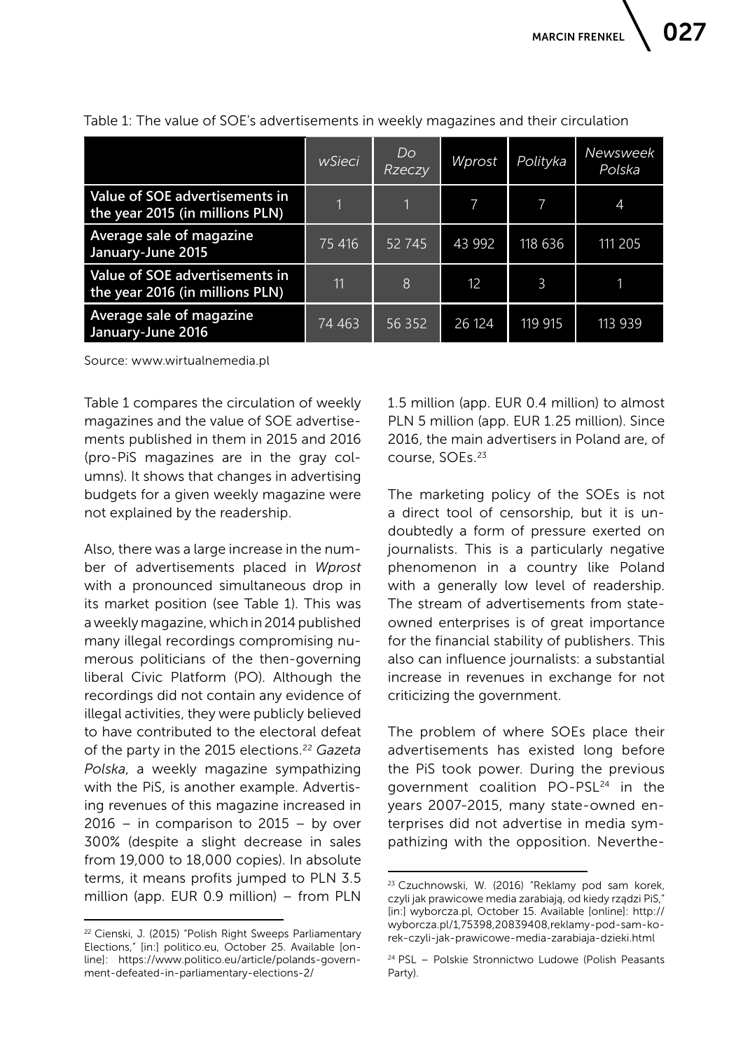Table 1: The value of SOE's advertisements in weekly magazines and their circulation

| | *wSieci* | *Do Rzeczy* | *Wprost* | *Polityka* | *Newsweek Polska* |
|---|---|---|---|---|---|
| **Value of SOE advertisements in the year 2015 (in millions PLN)** | 1 | 1 | 7 | 7 | 4 |
| **Average sale of magazine January-June 2015** | 75 416 | 52 745 | 43 992 | 118 636 | 111 205 |
| **Value of SOE advertisements in the year 2016 (in millions PLN)** | 11 | 8 | 12 | 3 | 1 |
| **Average sale of magazine January-June 2016** | 74 463 | 56 352 | 26 124 | 119 915 | 113 939 |

Source: www.wirtualnemedia.pl

Table 1 compares the circulation of weekly magazines and the value of SOE advertisements published in them in 2015 and 2016 (pro-PiS magazines are in the gray columns). It shows that changes in advertising budgets for a given weekly magazine were not explained by the readership.

Also, there was a large increase in the number of advertisements placed in *Wprost* with a pronounced simultaneous drop in its market position (see Table 1). This was a weekly magazine, which in 2014 published many illegal recordings compromising numerous politicians of the then-governing liberal Civic Platform (PO). Although the recordings did not contain any evidence of illegal activities, they were publicly believed to have contributed to the electoral defeat of the party in the 2015 elections.[22] *Gazeta Polska*, a weekly magazine sympathizing with the PiS, is another example. Advertising revenues of this magazine increased in 2016 – in comparison to 2015 – by over 300% (despite a slight decrease in sales from 19,000 to 18,000 copies). In absolute terms, it means profits jumped to PLN 3.5 million (app. EUR 0.9 million) – from PLN 1.5 million (app. EUR 0.4 million) to almost PLN 5 million (app. EUR 1.25 million). Since 2016, the main advertisers in Poland are, of course, SOEs.[23]

The marketing policy of the SOEs is not a direct tool of censorship, but it is undoubtedly a form of pressure exerted on journalists. This is a particularly negative phenomenon in a country like Poland with a generally low level of readership. The stream of advertisements from state-owned enterprises is of great importance for the financial stability of publishers. This also can influence journalists: a substantial increase in revenues in exchange for not criticizing the government.

The problem of where SOEs place their advertisements has existed long before the PiS took power. During the previous government coalition PO-PSL[24] in the years 2007-2015, many state-owned enterprises did not advertise in media sympathizing with the opposition. Neverthe-

---

[22] Cienski, J. (2015) "Polish Right Sweeps Parliamentary Elections," [in:] politico.eu, October 25. Available [online]: https://www.politico.eu/article/polands-government-defeated-in-parliamentary-elections-2/

[23] Czuchnowski, W. (2016) "Reklamy pod sam korek, czyli jak prawicowe media zarabiają, od kiedy rządzi PiS," [in:] wyborcza.pl, October 15. Available [online]: http://wyborcza.pl/1,75398,20839408,reklamy-pod-sam-korek-czyli-jak-prawicowe-media-zarabiaja-dzieki.html

[24] PSL – Polskie Stronnictwo Ludowe (Polish Peasants Party).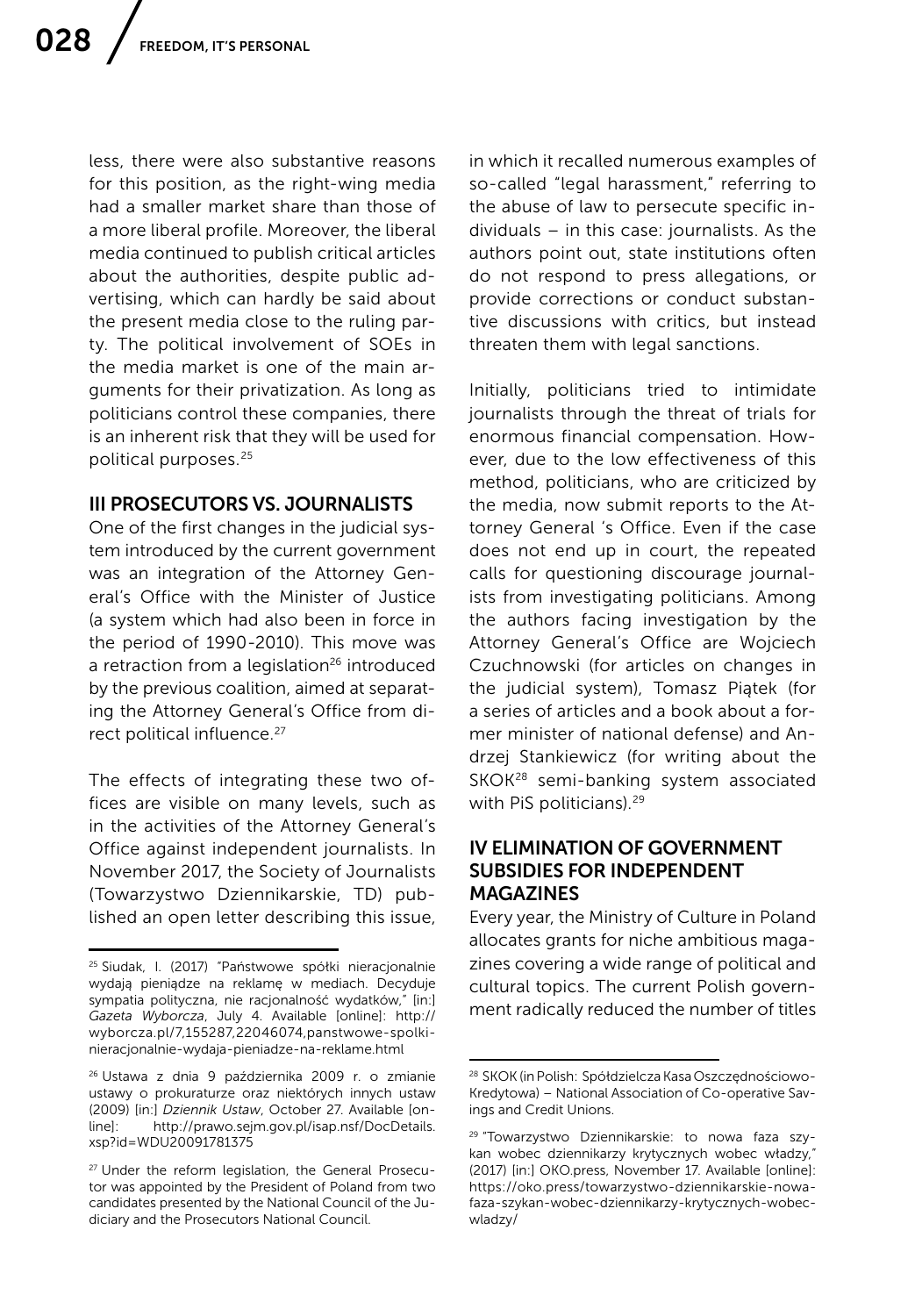less, there were also substantive reasons for this position, as the right-wing media had a smaller market share than those of a more liberal profile. Moreover, the liberal media continued to publish critical articles about the authorities, despite public advertising, which can hardly be said about the present media close to the ruling party. The political involvement of SOEs in the media market is one of the main arguments for their privatization. As long as politicians control these companies, there is an inherent risk that they will be used for political purposes.[25]

## III PROSECUTORS VS. JOURNALISTS

One of the first changes in the judicial system introduced by the current government was an integration of the Attorney General's Office with the Minister of Justice (a system which had also been in force in the period of 1990-2010). This move was a retraction from a legislation[26] introduced by the previous coalition, aimed at separating the Attorney General's Office from direct political influence.[27]

The effects of integrating these two offices are visible on many levels, such as in the activities of the Attorney General's Office against independent journalists. In November 2017, the Society of Journalists (Towarzystwo Dziennikarskie, TD) published an open letter describing this issue, in which it recalled numerous examples of so-called "legal harassment," referring to the abuse of law to persecute specific individuals – in this case: journalists. As the authors point out, state institutions often do not respond to press allegations, or provide corrections or conduct substantive discussions with critics, but instead threaten them with legal sanctions.

Initially, politicians tried to intimidate journalists through the threat of trials for enormous financial compensation. However, due to the low effectiveness of this method, politicians, who are criticized by the media, now submit reports to the Attorney General 's Office. Even if the case does not end up in court, the repeated calls for questioning discourage journalists from investigating politicians. Among the authors facing investigation by the Attorney General's Office are Wojciech Czuchnowski (for articles on changes in the judicial system), Tomasz Piątek (for a series of articles and a book about a former minister of national defense) and Andrzej Stankiewicz (for writing about the SKOK[28] semi-banking system associated with PiS politicians).[29]

## IV ELIMINATION OF GOVERNMENT SUBSIDIES FOR INDEPENDENT MAGAZINES

Every year, the Ministry of Culture in Poland allocates grants for niche ambitious magazines covering a wide range of political and cultural topics. The current Polish government radically reduced the number of titles

---

[25] Siudak, I. (2017) "Państwowe spółki nieracjonalnie wydają pieniądze na reklamę w mediach. Decyduje sympatia polityczna, nie racjonalność wydatków," [in:] *Gazeta Wyborcza*, July 4. Available [online]: http://wyborcza.pl/7,155287,22046074,panstwowe-spolki-nieracjonalnie-wydaja-pieniadze-na-reklame.html

[26] Ustawa z dnia 9 października 2009 r. o zmianie ustawy o prokuraturze oraz niektórych innych ustaw (2009) [in:] *Dziennik Ustaw*, October 27. Available [online]: http://prawo.sejm.gov.pl/isap.nsf/DocDetails.xsp?id=WDU20091781375

[27] Under the reform legislation, the General Prosecutor was appointed by the President of Poland from two candidates presented by the National Council of the Judiciary and the Prosecutors National Council.

[28] SKOK (in Polish: Spółdzielcza Kasa Oszczędnościowo-Kredytowa) – National Association of Co-operative Savings and Credit Unions.

[29] "Towarzystwo Dziennikarskie: to nowa faza szykan wobec dziennikarzy krytycznych wobec władzy," (2017) [in:] OKO.press, November 17. Available [online]: https://oko.press/towarzystwo-dziennikarskie-nowa-faza-szykan-wobec-dziennikarzy-krytycznych-wobec-wladzy/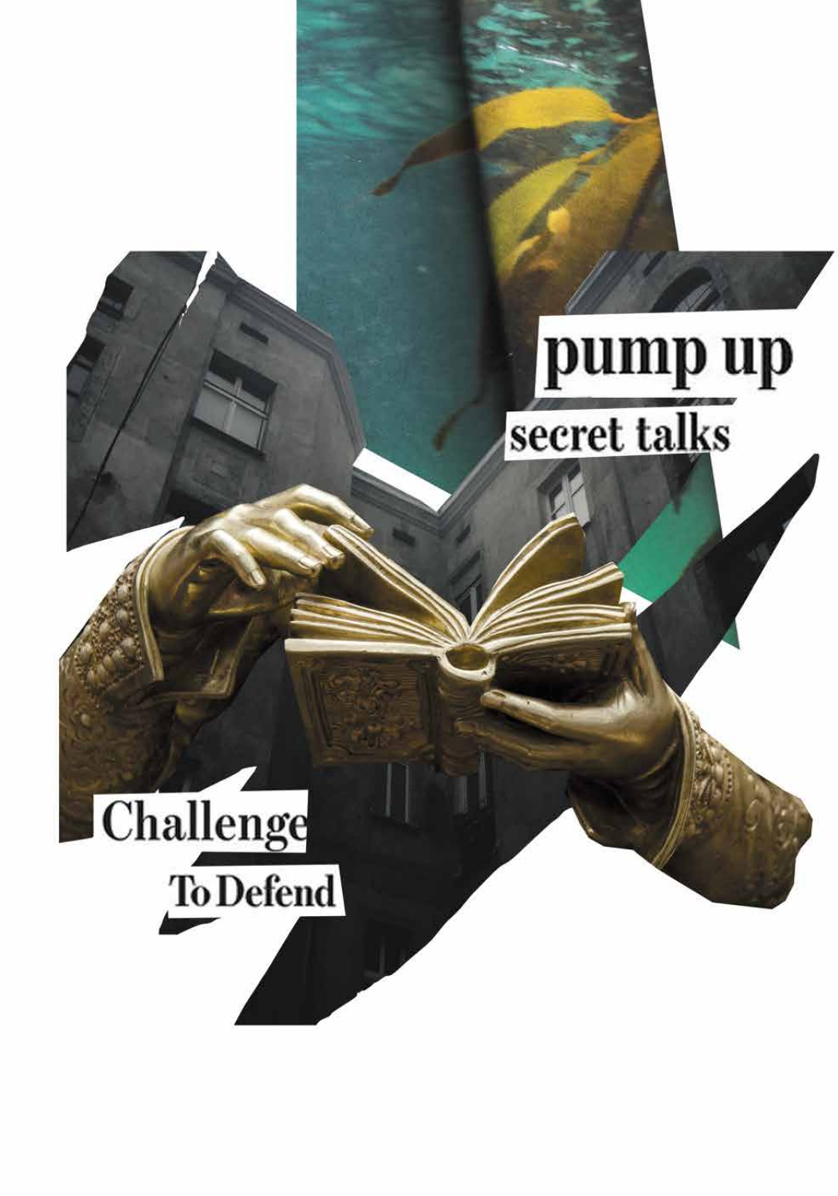pump up

secret talks

Challenge

To Defend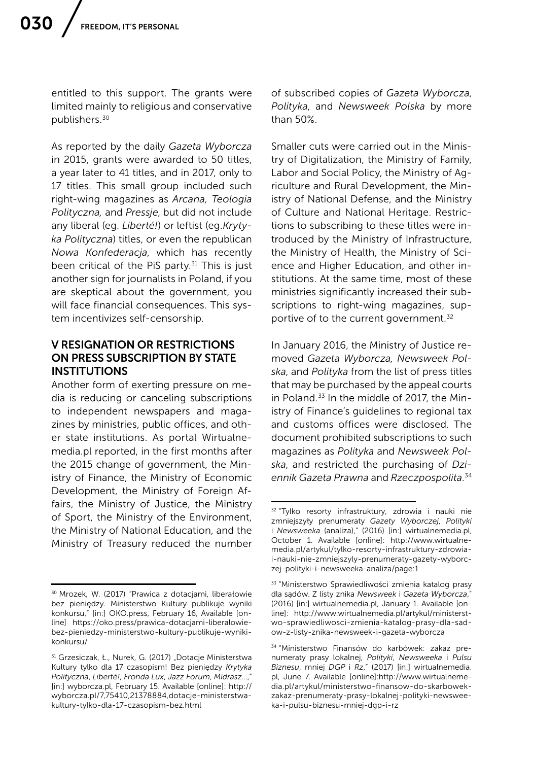entitled to this support. The grants were limited mainly to religious and conservative publishers.[30]

As reported by the daily *Gazeta Wyborcza* in 2015, grants were awarded to 50 titles, a year later to 41 titles, and in 2017, only to 17 titles. This small group included such right-wing magazines as *Arcana, Teologia Polityczna,* and *Pressje*, but did not include any liberal (eg. *Liberté!*) or leftist (eg.*Krytyka Polityczna*) titles, or even the republican *Nowa Konfederacja*, which has recently been critical of the PiS party.[31] This is just another sign for journalists in Poland, if you are skeptical about the government, you will face financial consequences. This system incentivizes self-censorship.

## V RESIGNATION OR RESTRICTIONS ON PRESS SUBSCRIPTION BY STATE INSTITUTIONS

Another form of exerting pressure on media is reducing or canceling subscriptions to independent newspapers and magazines by ministries, public offices, and other state institutions. As portal Wirtualnemedia.pl reported, in the first months after the 2015 change of government, the Ministry of Finance, the Ministry of Economic Development, the Ministry of Foreign Affairs, the Ministry of Justice, the Ministry of Sport, the Ministry of the Environment, the Ministry of National Education, and the Ministry of Treasury reduced the number of subscribed copies of *Gazeta Wyborcza, Polityka*, and *Newsweek Polska* by more than 50%.

Smaller cuts were carried out in the Ministry of Digitalization, the Ministry of Family, Labor and Social Policy, the Ministry of Agriculture and Rural Development, the Ministry of National Defense, and the Ministry of Culture and National Heritage. Restrictions to subscribing to these titles were introduced by the Ministry of Infrastructure, the Ministry of Health, the Ministry of Science and Higher Education, and other institutions. At the same time, most of these ministries significantly increased their subscriptions to right-wing magazines, supportive of to the current government.[32]

In January 2016, the Ministry of Justice removed *Gazeta Wyborcza, Newsweek Polska*, and *Polityka* from the list of press titles that may be purchased by the appeal courts in Poland.[33] In the middle of 2017, the Ministry of Finance's guidelines to regional tax and customs offices were disclosed. The document prohibited subscriptions to such magazines as *Polityka* and *Newsweek Polska*, and restricted the purchasing of *Dziennik Gazeta Prawna* and *Rzeczpospolita*.[34]

---

[30] Mrozek, W. (2017) "Prawica z dotacjami, liberałowie bez pieniędzy. Ministerstwo Kultury publikuje wyniki konkursu," [in:] OKO.press, February 16, Available [online] https://oko.press/prawica-dotacjami-liberalowie-bez-pieniedzy-ministerstwo-kultury-publikuje-wyniki-konkursu/

[31] Grzesiczak, Ł., Nurek, G. (2017) „Dotacje Ministerstwa Kultury tylko dla 17 czasopism! Bez pieniędzy *Krytyka Polityczna*, *Liberté!*, *Fronda Lux*, *Jazz Forum*, *Midrasz*...," [in:] wyborcza.pl, February 15. Available [online]: http://wyborcza.pl/7,75410,21378884,dotacje-ministerstwa-kultury-tylko-dla-17-czasopism-bez.html

[32] "Tylko resorty infrastruktury, zdrowia i nauki nie zmniejszyły prenumeraty *Gazety Wyborczej*, *Polityki* i *Newsweeka* (analiza)," (2016) [in:] wirtualnemedia.pl, October 1. Available [online]: http://www.wirtualnemedia.pl/artykul/tylko-resorty-infrastruktury-zdrowia-i-nauki-nie-zmniejszyly-prenumeraty-gazety-wyborczej-polityki-i-newsweeka-analiza/page:1

[33] "Ministerstwo Sprawiedliwości zmienia katalog prasy dla sądów. Z listy znika *Newsweek* i *Gazeta Wyborcza*," (2016) [in:] wirtualnemedia.pl, January 1. Available [online]: http://www.wirtualnemedia.pl/artykul/ministerstwo-sprawiedliwosci-zmienia-katalog-prasy-dla-sadow-z-listy-znika-newsweek-i-gazeta-wyborcza

[34] "Ministerstwo Finansów do karbówek: zakaz prenumeraty prasy lokalnej, *Polityki*, *Newsweeka* i *Pulsu Biznesu*, mniej *DGP* i *Rz*," (2017) [in:] wirtualnemedia.pl, June 7. Available [online]:http://www.wirtualnemedia.pl/artykul/ministerstwo-finansow-do-skarbowek-zakaz-prenumeraty-prasy-lokalnej-polityki-newsweeka-i-pulsu-biznesu-mniej-dgp-i-rz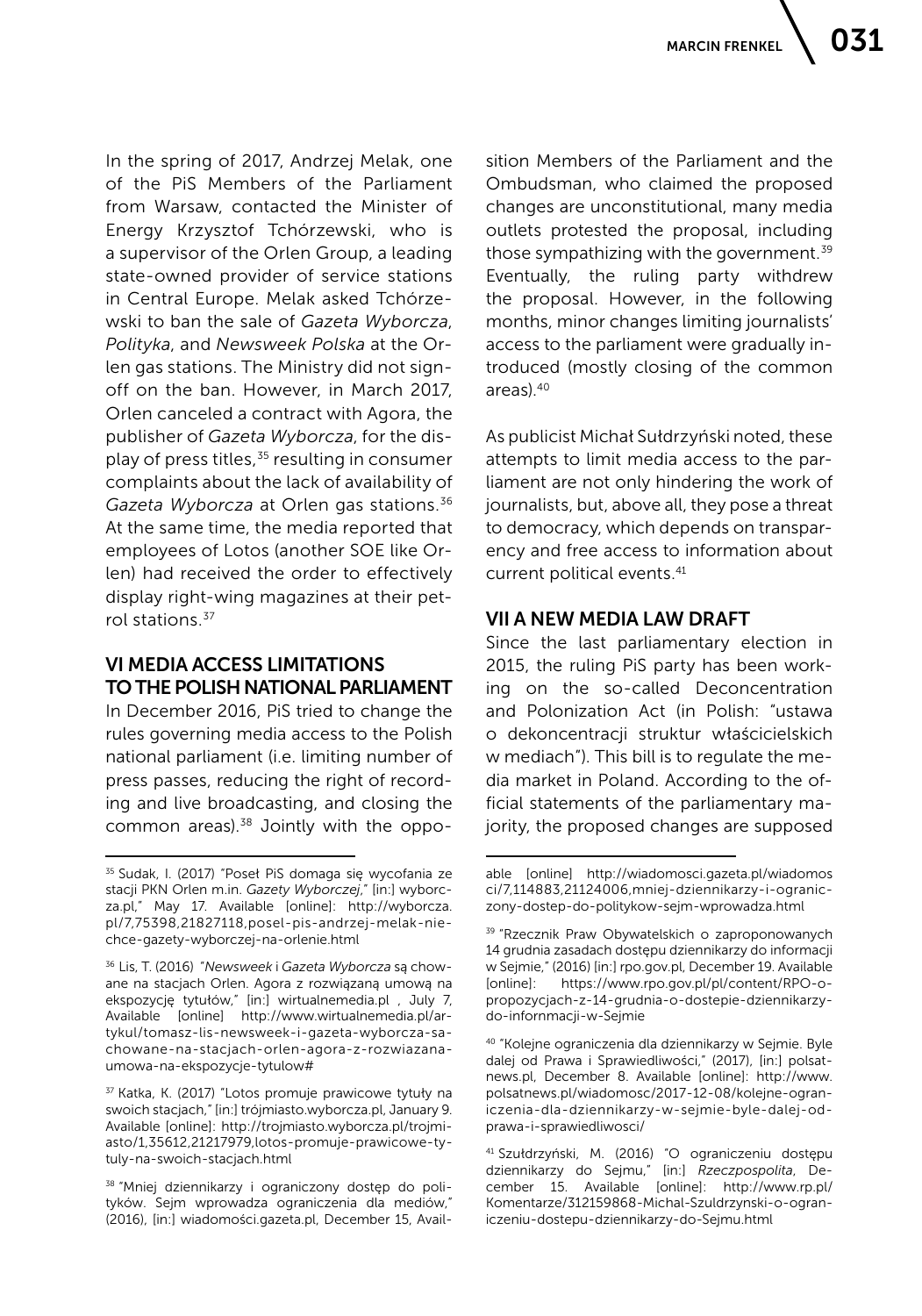In the spring of 2017, Andrzej Melak, one of the PiS Members of the Parliament from Warsaw, contacted the Minister of Energy Krzysztof Tchórzewski, who is a supervisor of the Orlen Group, a leading state-owned provider of service stations in Central Europe. Melak asked Tchórzewski to ban the sale of *Gazeta Wyborcza*, *Polityka*, and *Newsweek Polska* at the Orlen gas stations. The Ministry did not sign-off on the ban. However, in March 2017, Orlen canceled a contract with Agora, the publisher of *Gazeta Wyborcza*, for the display of press titles,[35] resulting in consumer complaints about the lack of availability of *Gazeta Wyborcza* at Orlen gas stations.[36] At the same time, the media reported that employees of Lotos (another SOE like Orlen) had received the order to effectively display right-wing magazines at their petrol stations.[37]

## VI MEDIA ACCESS LIMITATIONS TO THE POLISH NATIONAL PARLIAMENT

In December 2016, PiS tried to change the rules governing media access to the Polish national parliament (i.e. limiting number of press passes, reducing the right of recording and live broadcasting, and closing the common areas).[38] Jointly with the opposition Members of the Parliament and the Ombudsman, who claimed the proposed changes are unconstitutional, many media outlets protested the proposal, including those sympathizing with the government.[39] Eventually, the ruling party withdrew the proposal. However, in the following months, minor changes limiting journalists' access to the parliament were gradually introduced (mostly closing of the common areas).[40]

As publicist Michał Sułdrzyński noted, these attempts to limit media access to the parliament are not only hindering the work of journalists, but, above all, they pose a threat to democracy, which depends on transparency and free access to information about current political events.[41]

## VII A NEW MEDIA LAW DRAFT

Since the last parliamentary election in 2015, the ruling PiS party has been working on the so-called Deconcentration and Polonization Act (in Polish: "ustawa o dekoncentracji struktur właścicielskich w mediach"). This bill is to regulate the media market in Poland. According to the official statements of the parliamentary majority, the proposed changes are supposed

---

[35] Sudak, I. (2017) "Poseł PiS domaga się wycofania ze stacji PKN Orlen m.in. *Gazety Wyborczej*," [in:] wyborcza.pl," May 17. Available [online]: http://wyborcza.pl/7,75398,21827118,posel-pis-andrzej-melak-nie-chce-gazety-wyborczej-na-orlenie.html

[36] Lis, T. (2016) "*Newsweek* i *Gazeta Wyborcza* są chowane na stacjach Orlen. Agora z rozwiązaną umową na ekspozycję tytułów," [in:] wirtualnemedia.pl , July 7, Available [online] http://www.wirtualnemedia.pl/artykul/tomasz-lis-newsweek-i-gazeta-wyborcza-sa-chowane-na-stacjach-orlen-agora-z-rozwiazana-umowa-na-ekspozycje-tytulow#

[37] Katka, K. (2017) "Lotos promuje prawicowe tytuły na swoich stacjach," [in:] trójmiasto.wyborcza.pl, January 9. Available [online]: http://trojmiasto.wyborcza.pl/trojmiasto/1,35612,21217979,lotos-promuje-prawicowe-tytuly-na-swoich-stacjach.html

[38] "Mniej dziennikarzy i ograniczony dostęp do polityków. Sejm wprowadza ograniczenia dla mediów," (2016), [in:] wiadomości.gazeta.pl, December 15, Available [online] http://wiadomosci.gazeta.pl/wiadomosci/7,114883,21124006,mniej-dziennikarzy-i-ograniczony-dostep-do-politykow-sejm-wprowadza.html

[39] "Rzecznik Praw Obywatelskich o zaproponowanych 14 grudnia zasadach dostępu dziennikarzy do informacji w Sejmie," (2016) [in:] rpo.gov.pl, December 19. Available [online]: https://www.rpo.gov.pl/pl/content/RPO-o-propozycjach-z-14-grudnia-o-dostepie-dziennikarzy-do-infornmacji-w-Sejmie

[40] "Kolejne ograniczenia dla dziennikarzy w Sejmie. Byle dalej od Prawa i Sprawiedliwości," (2017), [in:] polsatnews.pl, December 8. Available [online]: http://www.polsatnews.pl/wiadomosc/2017-12-08/kolejne-ograniczenia-dla-dziennikarzy-w-sejmie-byle-dalej-od-prawa-i-sprawiedliwosci/

[41] Szułdrzyński, M. (2016) "O ograniczeniu dostępu dziennikarzy do Sejmu," [in:] *Rzeczpospolita*, December 15. Available [online]: http://www.rp.pl/Komentarze/312159868-Michal-Szuldrzynski-o-ograniczeniu-dostepu-dziennikarzy-do-Sejmu.html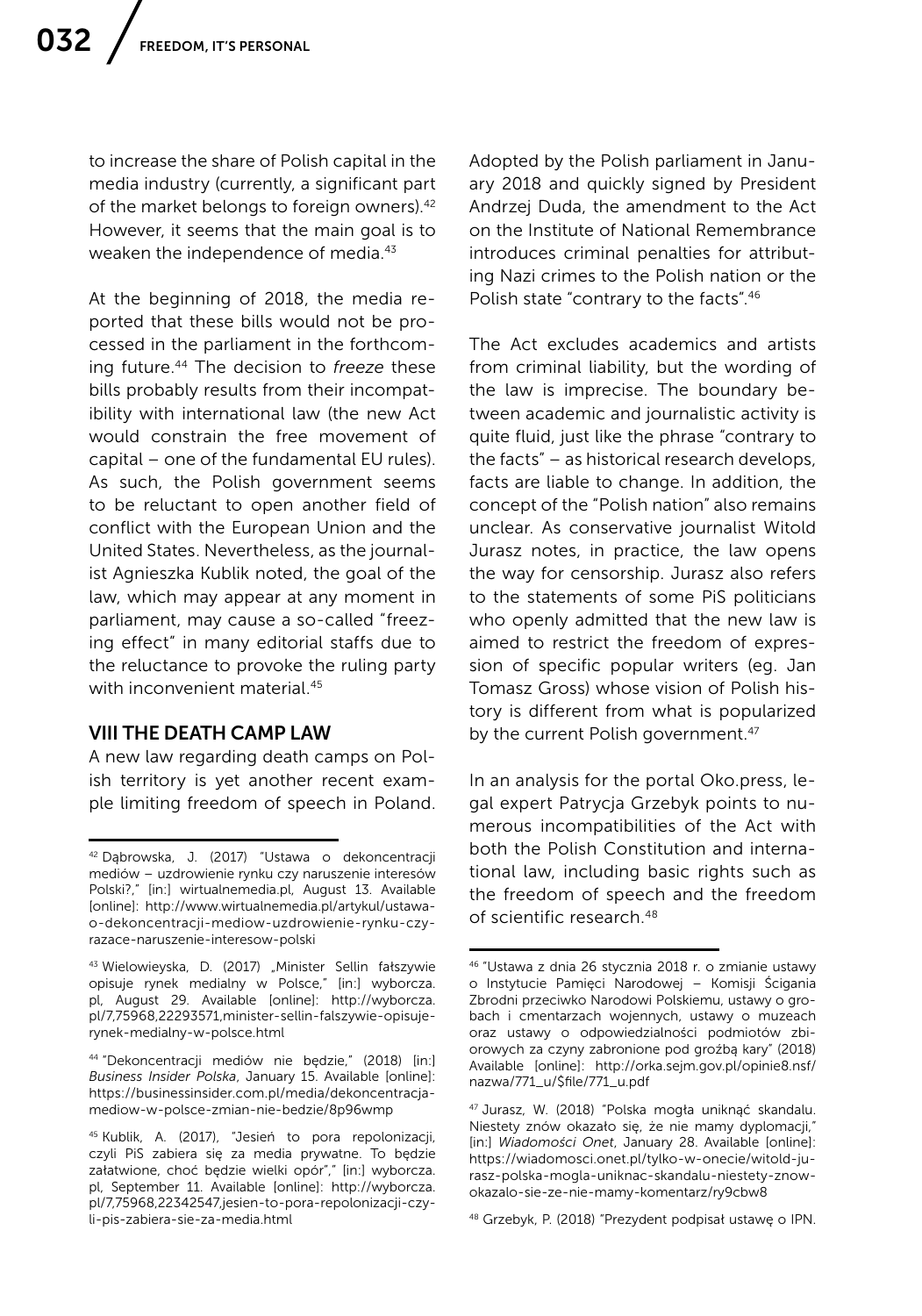to increase the share of Polish capital in the media industry (currently, a significant part of the market belongs to foreign owners).[42] However, it seems that the main goal is to weaken the independence of media.[43]

At the beginning of 2018, the media reported that these bills would not be processed in the parliament in the forthcoming future.[44] The decision to *freeze* these bills probably results from their incompatibility with international law (the new Act would constrain the free movement of capital – one of the fundamental EU rules). As such, the Polish government seems to be reluctant to open another field of conflict with the European Union and the United States. Nevertheless, as the journalist Agnieszka Kublik noted, the goal of the law, which may appear at any moment in parliament, may cause a so-called "freezing effect" in many editorial staffs due to the reluctance to provoke the ruling party with inconvenient material.[45]

## VIII THE DEATH CAMP LAW

A new law regarding death camps on Polish territory is yet another recent example limiting freedom of speech in Poland. Adopted by the Polish parliament in January 2018 and quickly signed by President Andrzej Duda, the amendment to the Act on the Institute of National Remembrance introduces criminal penalties for attributing Nazi crimes to the Polish nation or the Polish state "contrary to the facts".[46]

The Act excludes academics and artists from criminal liability, but the wording of the law is imprecise. The boundary between academic and journalistic activity is quite fluid, just like the phrase "contrary to the facts" – as historical research develops, facts are liable to change. In addition, the concept of the "Polish nation" also remains unclear. As conservative journalist Witold Jurasz notes, in practice, the law opens the way for censorship. Jurasz also refers to the statements of some PiS politicians who openly admitted that the new law is aimed to restrict the freedom of expression of specific popular writers (eg. Jan Tomasz Gross) whose vision of Polish history is different from what is popularized by the current Polish government.[47]

In an analysis for the portal Oko.press, legal expert Patrycja Grzebyk points to numerous incompatibilities of the Act with both the Polish Constitution and international law, including basic rights such as the freedom of speech and the freedom of scientific research.[48]

---

[42] Dąbrowska, J. (2017) "Ustawa o dekoncentracji mediów – uzdrowienie rynku czy naruszenie interesów Polski?," [in:] wirtualnemedia.pl, August 13. Available [online]: http://www.wirtualnemedia.pl/artykul/ustawa-o-dekoncentracji-mediow-uzdrowienie-rynku-czy-razace-naruszenie-interesow-polski

[43] Wielowieyska, D. (2017) „Minister Sellin fałszywie opisuje rynek medialny w Polsce," [in:] wyborcza.pl, August 29. Available [online]: http://wyborcza.pl/7,75968,22293571,minister-sellin-falszywie-opisuje-rynek-medialny-w-polsce.html

[44] "Dekoncentracji mediów nie będzie," (2018) [in:] *Business Insider Polska*, January 15. Available [online]: https://businessinsider.com.pl/media/dekoncentracja-mediow-w-polsce-zmian-nie-bedzie/8p96wmp

[45] Kublik, A. (2017), "Jesień to pora repolonizacji, czyli PiS zabiera się za media prywatne. To będzie załatwione, choć będzie wielki opór"," [in:] wyborcza.pl, September 11. Available [online]: http://wyborcza.pl/7,75968,22342547,jesien-to-pora-repolonizacji-czyli-pis-zabiera-sie-za-media.html

[46] "Ustawa z dnia 26 stycznia 2018 r. o zmianie ustawy o Instytucie Pamięci Narodowej – Komisji Ścigania Zbrodni przeciwko Narodowi Polskiemu, ustawy o grobach i cmentarzach wojennych, ustawy o muzeach oraz ustawy o odpowiedzialności podmiotów zbiorowych za czyny zabronione pod groźbą kary" (2018) Available [online]: http://orka.sejm.gov.pl/opinie8.nsf/nazwa/771_u/$file/771_u.pdf

[47] Jurasz, W. (2018) "Polska mogła uniknąć skandalu. Niestety znów okazało się, że nie mamy dyplomacji," [in:] *Wiadomości Onet*, January 28. Available [online]: https://wiadomosci.onet.pl/tylko-w-onecie/witold-jurasz-polska-mogla-uniknac-skandalu-niestety-znow-okazalo-sie-ze-nie-mamy-komentarz/ry9cbw8

[48] Grzebyk, P. (2018) "Prezydent podpisał ustawę o IPN.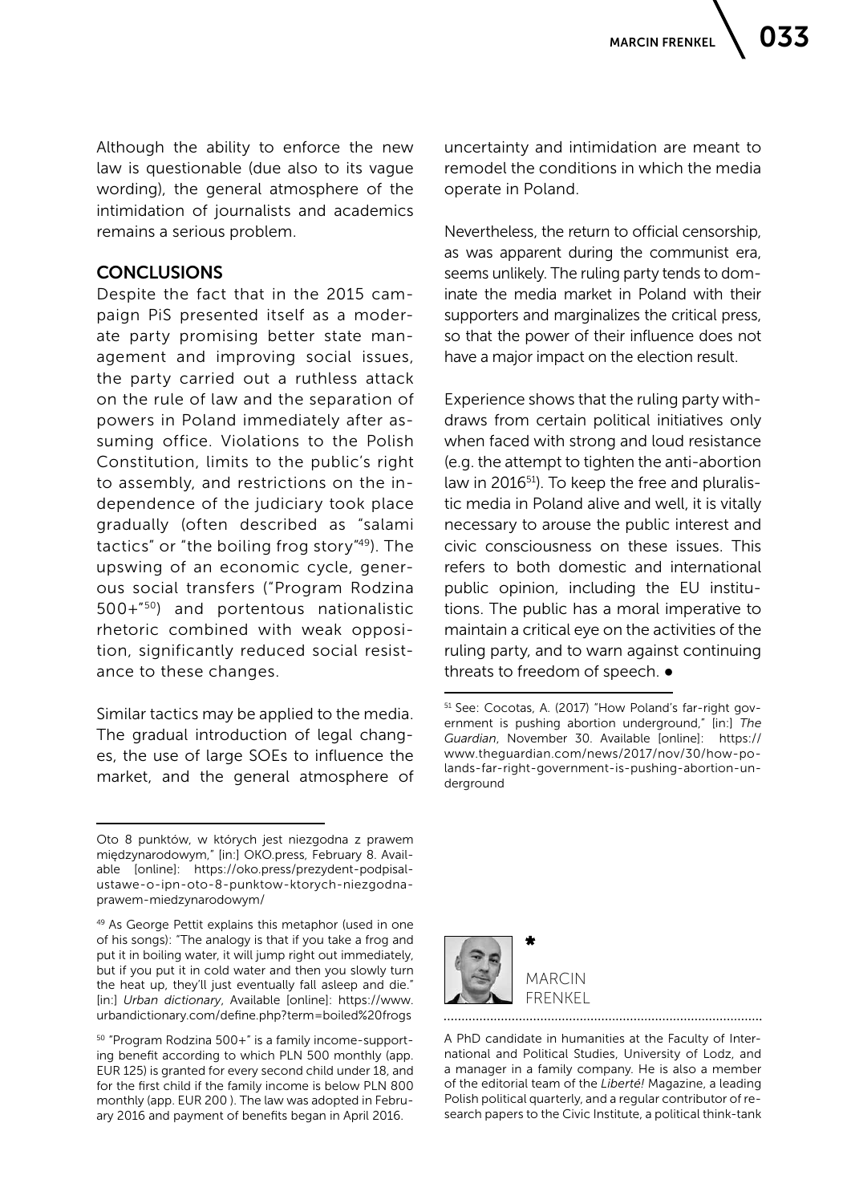Although the ability to enforce the new law is questionable (due also to its vague wording), the general atmosphere of the intimidation of journalists and academics remains a serious problem.

## CONCLUSIONS

Despite the fact that in the 2015 campaign PiS presented itself as a moderate party promising better state management and improving social issues, the party carried out a ruthless attack on the rule of law and the separation of powers in Poland immediately after assuming office. Violations to the Polish Constitution, limits to the public's right to assembly, and restrictions on the independence of the judiciary took place gradually (often described as "salami tactics" or "the boiling frog story"[49]). The upswing of an economic cycle, generous social transfers ("Program Rodzina 500+"[50]) and portentous nationalistic rhetoric combined with weak opposition, significantly reduced social resistance to these changes.

Similar tactics may be applied to the media. The gradual introduction of legal changes, the use of large SOEs to influence the market, and the general atmosphere of uncertainty and intimidation are meant to remodel the conditions in which the media operate in Poland.

Nevertheless, the return to official censorship, as was apparent during the communist era, seems unlikely. The ruling party tends to dominate the media market in Poland with their supporters and marginalizes the critical press, so that the power of their influence does not have a major impact on the election result.

Experience shows that the ruling party withdraws from certain political initiatives only when faced with strong and loud resistance (e.g. the attempt to tighten the anti-abortion law in 2016[51]). To keep the free and pluralistic media in Poland alive and well, it is vitally necessary to arouse the public interest and civic consciousness on these issues. This refers to both domestic and international public opinion, including the EU institutions. The public has a moral imperative to maintain a critical eye on the activities of the ruling party, and to warn against continuing threats to freedom of speech. ●

---

Oto 8 punktów, w których jest niezgodna z prawem międzynarodowym," [in:] OKO.press, February 8. Available [online]: https://oko.press/prezydent-podpisal-ustawe-o-ipn-oto-8-punktow-ktorych-niezgodna-prawem-miedzynarodowym/

[49] As George Pettit explains this metaphor (used in one of his songs): "The analogy is that if you take a frog and put it in boiling water, it will jump right out immediately, but if you put it in cold water and then you slowly turn the heat up, they'll just eventually fall asleep and die." [in:] *Urban dictionary*, Available [online]: https://www.urbandictionary.com/define.php?term=boiled%20frogs

[50] "Program Rodzina 500+" is a family income-supporting benefit according to which PLN 500 monthly (app. EUR 125) is granted for every second child under 18, and for the first child if the family income is below PLN 800 monthly (app. EUR 200 ). The law was adopted in February 2016 and payment of benefits began in April 2016.

[51] See: Cocotas, A. (2017) "How Poland's far-right government is pushing abortion underground," [in:] *The Guardian*, November 30. Available [online]: https://www.theguardian.com/news/2017/nov/30/how-polands-far-right-government-is-pushing-abortion-underground

---

*

MARCIN FRENKEL

A PhD candidate in humanities at the Faculty of International and Political Studies, University of Lodz, and a manager in a family company. He is also a member of the editorial team of the *Liberté!* Magazine, a leading Polish political quarterly, and a regular contributor of research papers to the Civic Institute, a political think-tank